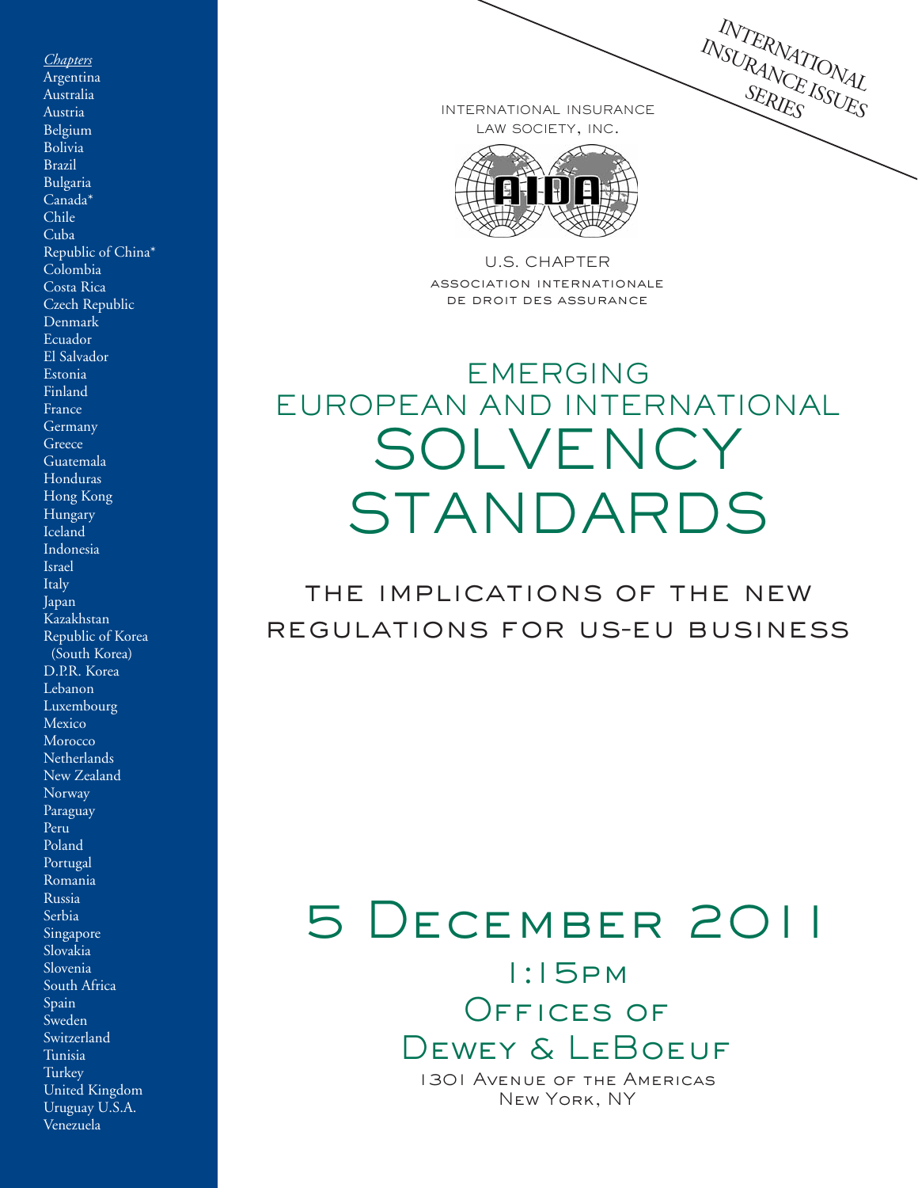*Chapters*
Argentina
Australia
Austria
Belgium
Bolivia
Brazil
Bulgaria
Canada*
Chile
Cuba
Republic of China*
Colombia
Costa Rica
Czech Republic
Denmark
Ecuador
El Salvador
Estonia
Finland
France
Germany
Greece
Guatemala
Honduras
Hong Kong
Hungary
Iceland
Indonesia
Israel
Italy
Japan
Kazakhstan
Republic of Korea
(South Korea)
D.P.R. Korea
Lebanon
Luxembourg
Mexico
Morocco
Netherlands
New Zealand
Norway
Paraguay
Peru
Poland
Portugal
Romania
Russia
Serbia
Singapore
Slovakia
Slovenia
South Africa
Spain
Sweden
Switzerland
Tunisia
Turkey
United Kingdom
Uruguay U.S.A.
Venezuela

INTERNATIONAL INSURANCE ISSUES SERIES

INTERNATIONAL INSURANCE LAW SOCIETY, INC.

AIDA

U.S. CHAPTER
ASSOCIATION INTERNATIONALE DE DROIT DES ASSURANCE

# EMERGING EUROPEAN AND INTERNATIONAL SOLVENCY STANDARDS

## THE IMPLICATIONS OF THE NEW REGULATIONS FOR US-EU BUSINESS

## 5 December 2011

1:15pm
Offices of
Dewey & LeBoeuf
1301 Avenue of the Americas
New York, NY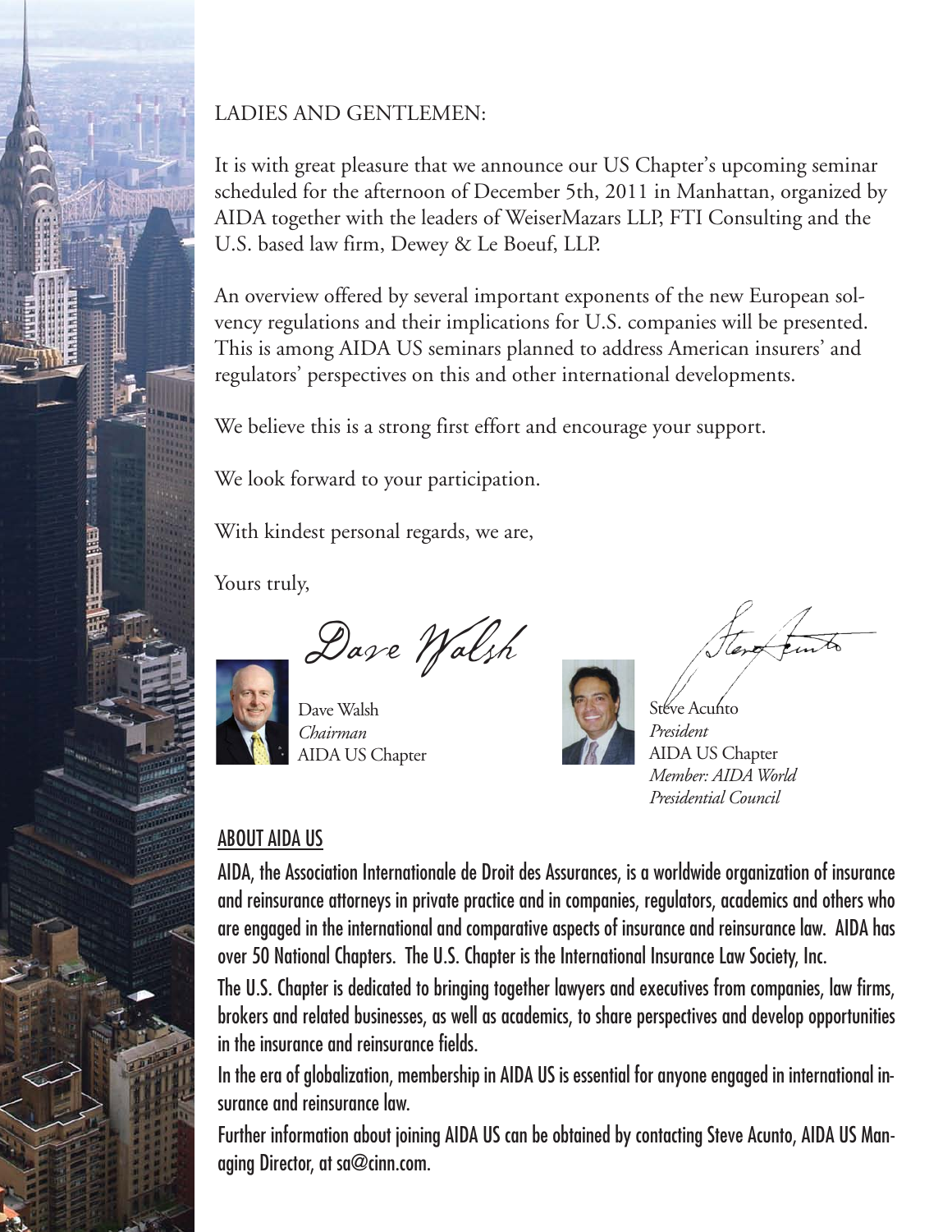LADIES AND GENTLEMEN:

It is with great pleasure that we announce our US Chapter's upcoming seminar scheduled for the afternoon of December 5th, 2011 in Manhattan, organized by AIDA together with the leaders of WeiserMazars LLP, FTI Consulting and the U.S. based law firm, Dewey & Le Boeuf, LLP.

An overview offered by several important exponents of the new European solvency regulations and their implications for U.S. companies will be presented. This is among AIDA US seminars planned to address American insurers' and regulators' perspectives on this and other international developments.

We believe this is a strong first effort and encourage your support.

We look forward to your participation.

With kindest personal regards, we are,

Yours truly,

Dave Walsh
*Chairman*
AIDA US Chapter

Steve Acunto
*President*
AIDA US Chapter
*Member: AIDA World Presidential Council*

## ABOUT AIDA US

AIDA, the Association Internationale de Droit des Assurances, is a worldwide organization of insurance and reinsurance attorneys in private practice and in companies, regulators, academics and others who are engaged in the international and comparative aspects of insurance and reinsurance law. AIDA has over 50 National Chapters. The U.S. Chapter is the International Insurance Law Society, Inc.

The U.S. Chapter is dedicated to bringing together lawyers and executives from companies, law firms, brokers and related businesses, as well as academics, to share perspectives and develop opportunities in the insurance and reinsurance fields.

In the era of globalization, membership in AIDA US is essential for anyone engaged in international insurance and reinsurance law.

Further information about joining AIDA US can be obtained by contacting Steve Acunto, AIDA US Managing Director, at sa@cinn.com.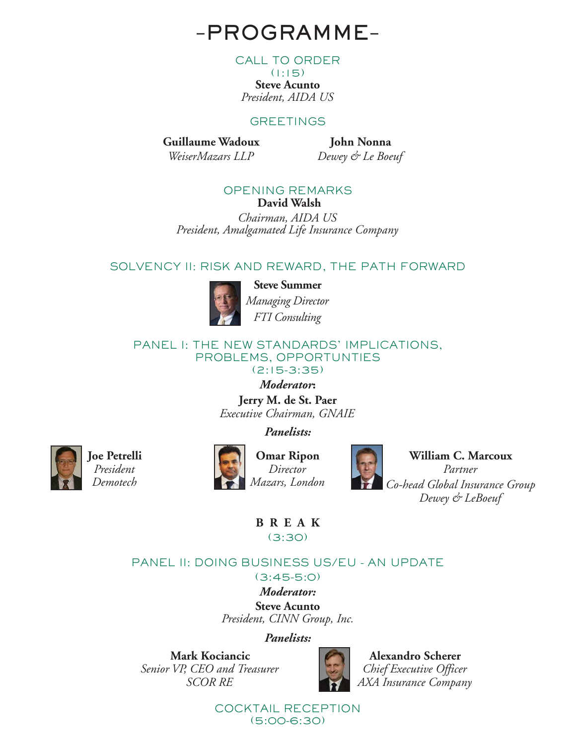# -PROGRAMME-

## CALL TO ORDER

(1:15)

**Steve Acunto**
*President, AIDA US*

## GREETINGS

**Guillaume Wadoux**
*WeiserMazars LLP*

**John Nonna**
*Dewey & Le Boeuf*

## OPENING REMARKS

**David Walsh**
*Chairman, AIDA US*
*President, Amalgamated Life Insurance Company*

## SOLVENCY II: RISK AND REWARD, THE PATH FORWARD

**Steve Summer**
*Managing Director*
*FTI Consulting*

## PANEL I: THE NEW STANDARDS' IMPLICATIONS, PROBLEMS, OPPORTUNTIES

(2:15-3:35)

***Moderator*:**

**Jerry M. de St. Paer**
*Executive Chairman, GNAIE*

***Panelists:***

**Joe Petrelli**
*President*
*Demotech*

**Omar Ripon**
*Director*
*Mazars, London*

**William C. Marcoux**
*Partner*
*Co-head Global Insurance Group*
*Dewey & LeBoeuf*

## BREAK

(3:30)

## PANEL II: DOING BUSINESS US/EU - AN UPDATE

(3:45-5:0)

***Moderator:***

**Steve Acunto**
*President, CINN Group, Inc.*

***Panelists:***

**Mark Kociancic**
*Senior VP, CEO and Treasurer*
*SCOR RE*

**Alexandro Scherer**
*Chief Executive Officer*
*AXA Insurance Company*

## COCKTAIL RECEPTION

(5:00-6:30)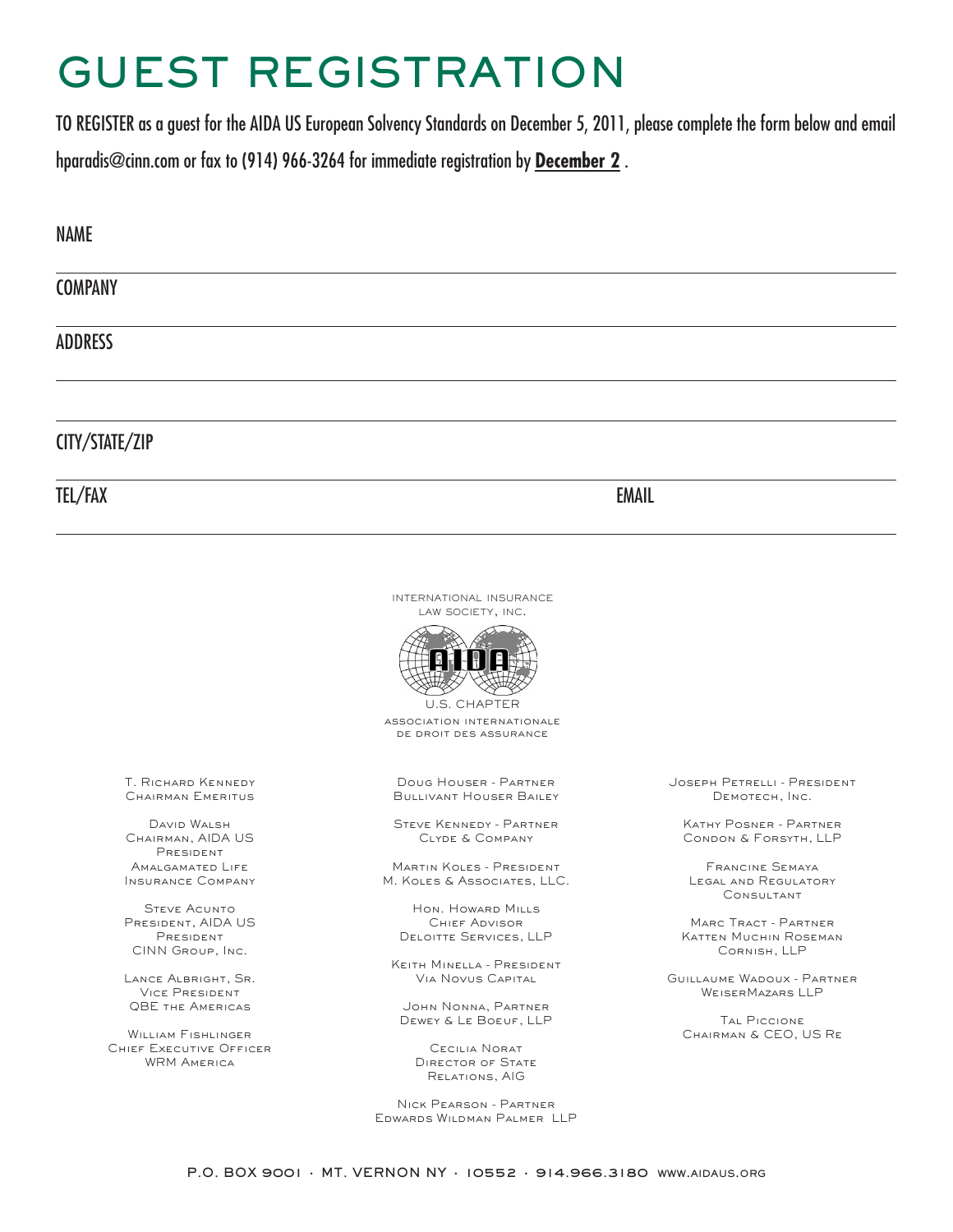# GUEST REGISTRATION

TO REGISTER as a guest for the AIDA US European Solvency Standards on December 5, 2011, please complete the form below and email hparadis@cinn.com or fax to (914) 966-3264 for immediate registration by **December 2**.

NAME

COMPANY

ADDRESS

CITY/STATE/ZIP

TEL/FAX

EMAIL

INTERNATIONAL INSURANCE LAW SOCIETY, INC.

AIDA

U.S. CHAPTER

ASSOCIATION INTERNATIONALE DE DROIT DES ASSURANCE

T. Richard Kennedy
Chairman Emeritus

David Walsh
Chairman, AIDA US
President
Amalgamated Life Insurance Company

Steve Acunto
President, AIDA US
President
CINN Group, Inc.

Lance Albright, Sr.
Vice President
QBE the Americas

William Fishlinger
Chief Executive Officer
WRM America

Doug Houser - Partner
Bullivant Houser Bailey

Steve Kennedy - Partner
Clyde & Company

Martin Koles - President
M. Koles & Associates, LLC.

Hon. Howard Mills
Chief Advisor
Deloitte Services, LLP

Keith Minella - President
Via Novus Capital

John Nonna, Partner
Dewey & Le Boeuf, LLP

Cecilia Norat
Director of State Relations, AIG

Nick Pearson - Partner
Edwards Wildman Palmer LLP

Joseph Petrelli - President
Demotech, Inc.

Kathy Posner - Partner
Condon & Forsyth, LLP

Francine Semaya
Legal and Regulatory Consultant

Marc Tract - Partner
Katten Muchin Roseman Cornish, LLP

Guillaume Wadoux - Partner
WeiserMazars LLP

Tal Piccione
Chairman & CEO, US Re

P.O. BOX 9001 · MT. VERNON NY · 10552 · 914.966.3180 www.aidaus.org